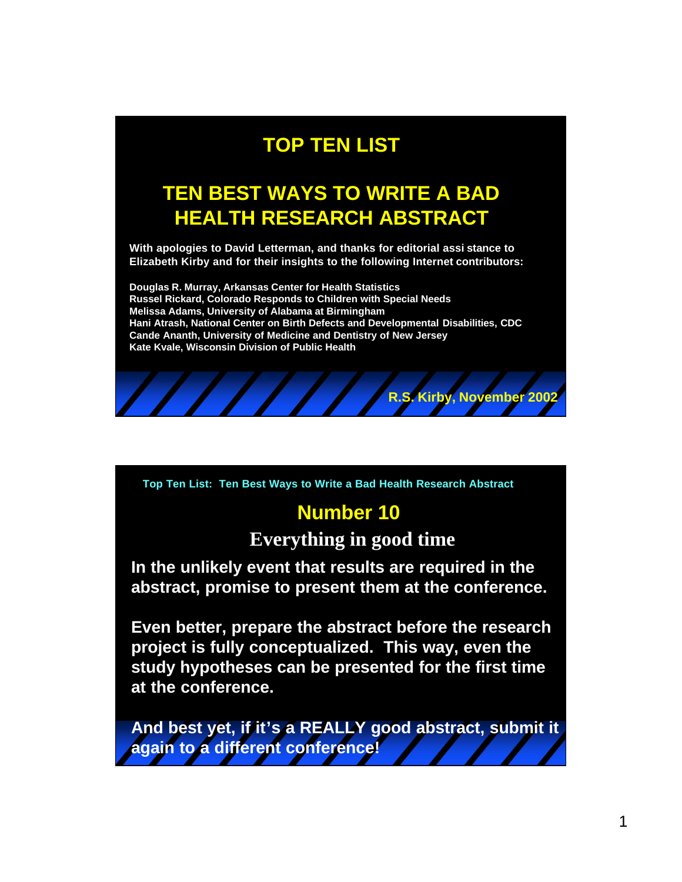# TOP TEN LIST

## TEN BEST WAYS TO WRITE A BAD HEALTH RESEARCH ABSTRACT

**With apologies to David Letterman, and thanks for editorial assi stance to Elizabeth Kirby and for their insights to the following Internet contributors:**

**Douglas R. Murray, Arkansas Center for Health Statistics**
**Russel Rickard, Colorado Responds to Children with Special Needs**
**Melissa Adams, University of Alabama at Birmingham**
**Hani Atrash, National Center on Birth Defects and Developmental Disabilities, CDC**
**Cande Ananth, University of Medicine and Dentistry of New Jersey**
**Kate Kvale, Wisconsin Division of Public Health**

**R.S. Kirby, November 2002**

---

**Top Ten List: Ten Best Ways to Write a Bad Health Research Abstract**

## Number 10

### Everything in good time

**In the unlikely event that results are required in the abstract, promise to present them at the conference.**

**Even better, prepare the abstract before the research project is fully conceptualized. This way, even the study hypotheses can be presented for the first time at the conference.**

**And best yet, if it's a REALLY good abstract, submit it again to a different conference!**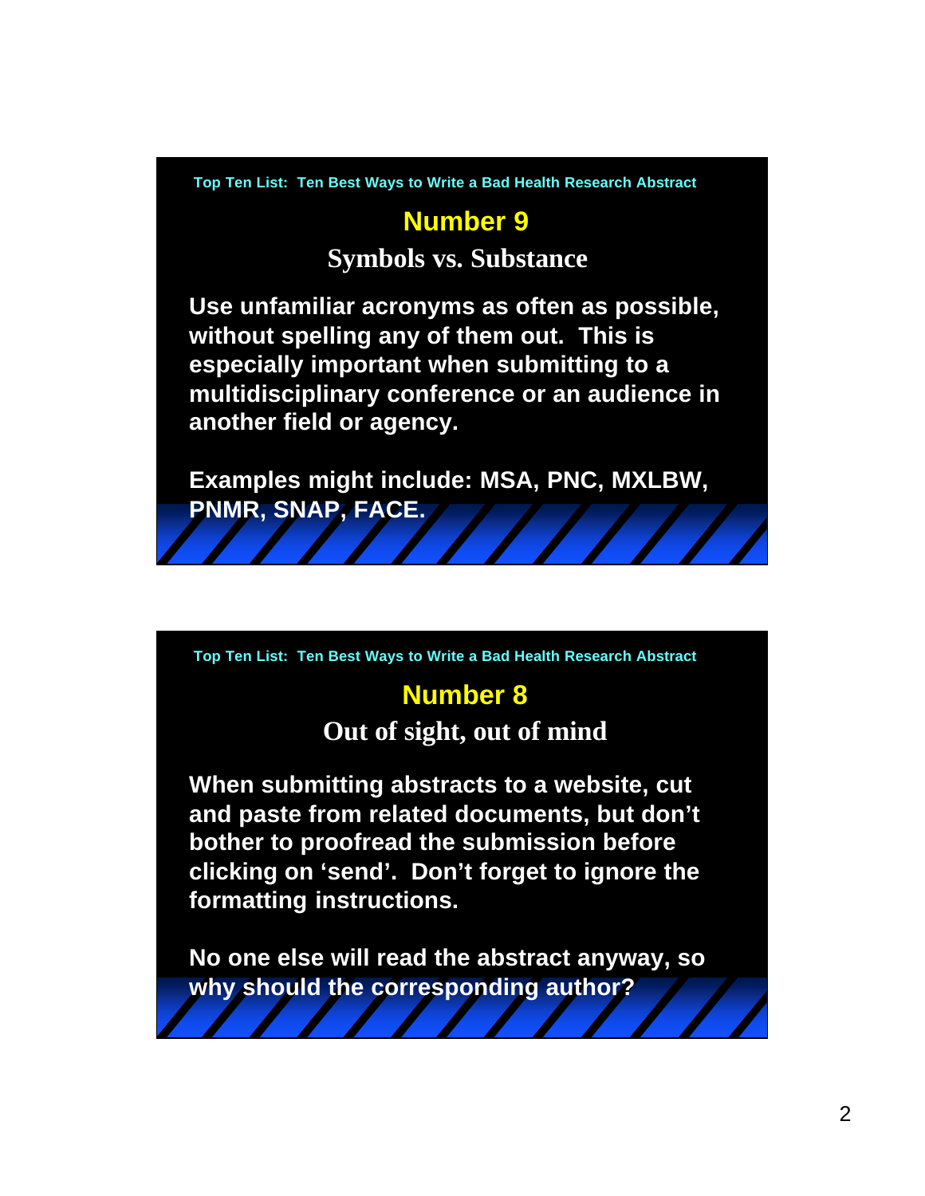Top Ten List: Ten Best Ways to Write a Bad Health Research Abstract

## Number 9

### Symbols vs. Substance

**Use unfamiliar acronyms as often as possible, without spelling any of them out. This is especially important when submitting to a multidisciplinary conference or an audience in another field or agency.**

**Examples might include: MSA, PNC, MXLBW, PNMR, SNAP, FACE.**

Top Ten List: Ten Best Ways to Write a Bad Health Research Abstract

## Number 8

### Out of sight, out of mind

**When submitting abstracts to a website, cut and paste from related documents, but don't bother to proofread the submission before clicking on 'send'. Don't forget to ignore the formatting instructions.**

**No one else will read the abstract anyway, so why should the corresponding author?**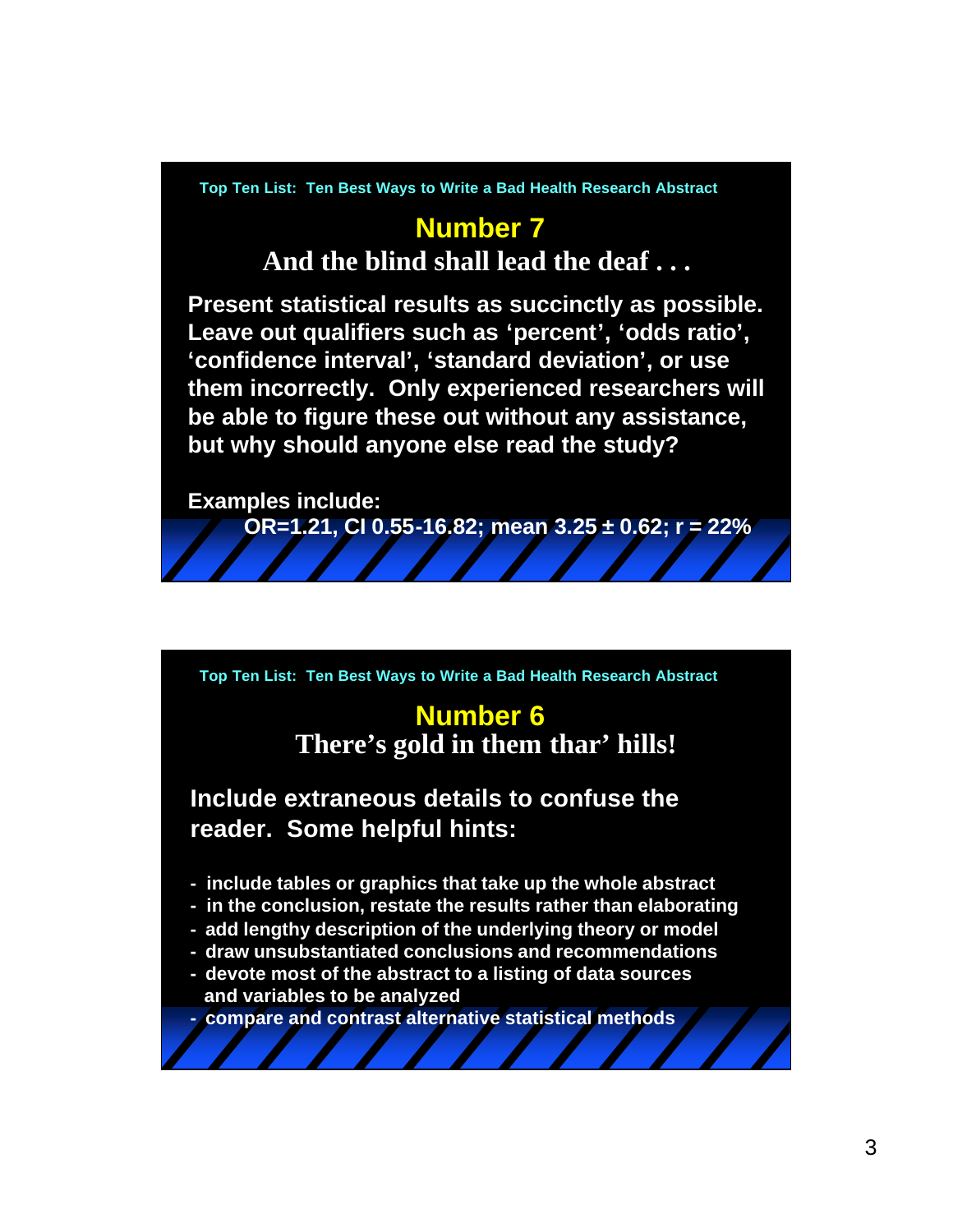Top Ten List: Ten Best Ways to Write a Bad Health Research Abstract

## Number 7

### And the blind shall lead the deaf . . .

**Present statistical results as succinctly as possible. Leave out qualifiers such as ‘percent’, ‘odds ratio’, ‘confidence interval’, ‘standard deviation’, or use them incorrectly. Only experienced researchers will be able to figure these out without any assistance, but why should anyone else read the study?**

**Examples include:**

**OR=1.21, CI 0.55-16.82; mean 3.25 ± 0.62; r = 22%**

Top Ten List: Ten Best Ways to Write a Bad Health Research Abstract

## Number 6

### There’s gold in them thar’ hills!

**Include extraneous details to confuse the reader. Some helpful hints:**

- include tables or graphics that take up the whole abstract
- in the conclusion, restate the results rather than elaborating
- add lengthy description of the underlying theory or model
- draw unsubstantiated conclusions and recommendations
- devote most of the abstract to a listing of data sources and variables to be analyzed
- compare and contrast alternative statistical methods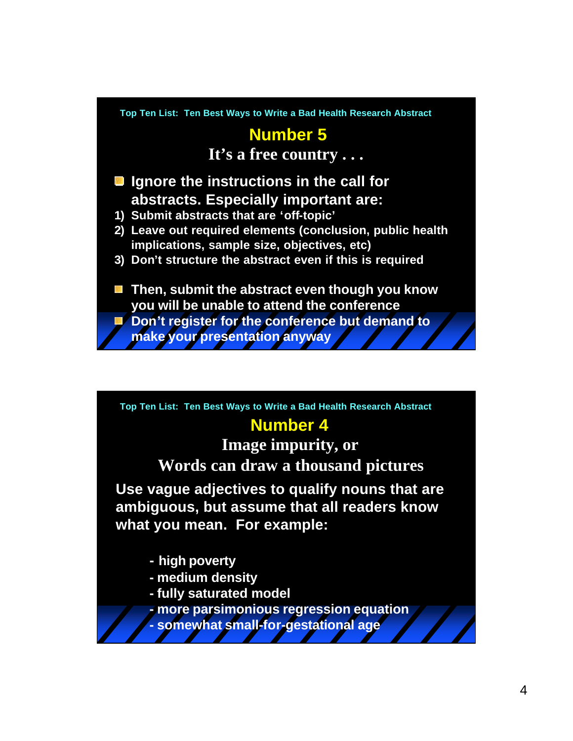Top Ten List: Ten Best Ways to Write a Bad Health Research Abstract

## Number 5

### It's a free country . . .

- Ignore the instructions in the call for abstracts. Especially important are:
  1) Submit abstracts that are 'off-topic'
  2) Leave out required elements (conclusion, public health implications, sample size, objectives, etc)
  3) Don't structure the abstract even if this is required
- Then, submit the abstract even though you know you will be unable to attend the conference
- Don't register for the conference but demand to make your presentation anyway

Top Ten List: Ten Best Ways to Write a Bad Health Research Abstract

## Number 4

### Image impurity, or
### Words can draw a thousand pictures

Use vague adjectives to qualify nouns that are ambiguous, but assume that all readers know what you mean. For example:

- high poverty
- medium density
- fully saturated model
- more parsimonious regression equation
- somewhat small-for-gestational age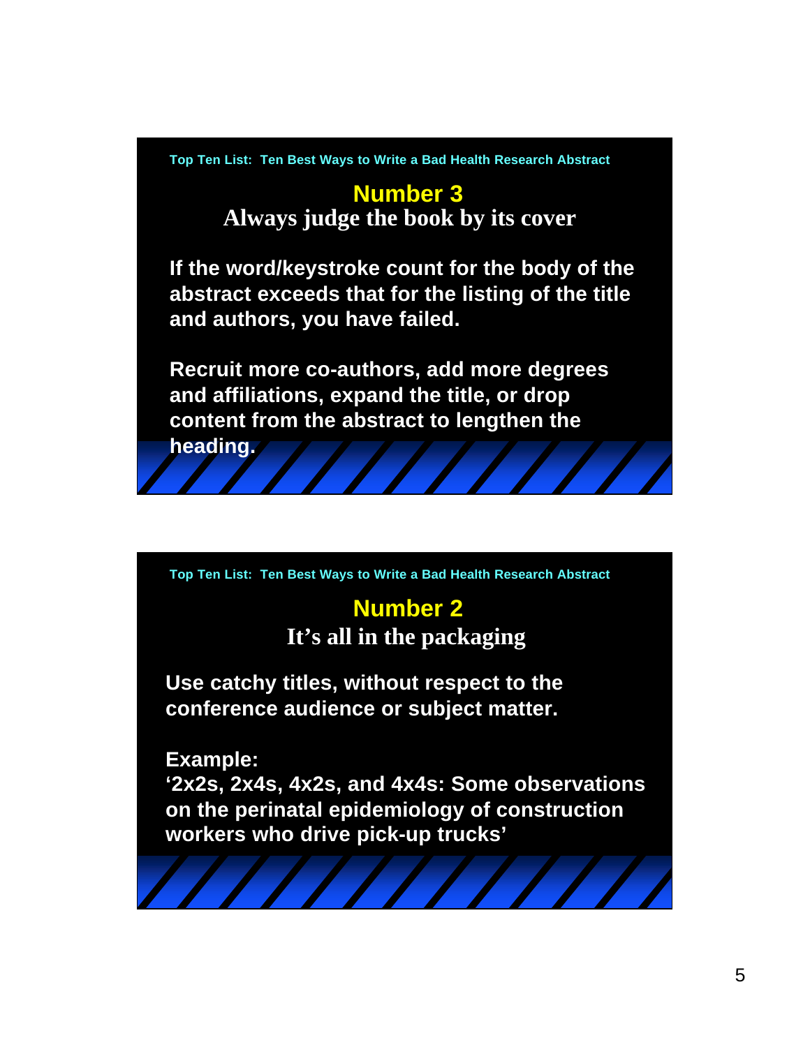Top Ten List: Ten Best Ways to Write a Bad Health Research Abstract

## Number 3

### Always judge the book by its cover

If the word/keystroke count for the body of the abstract exceeds that for the listing of the title and authors, you have failed.

Recruit more co-authors, add more degrees and affiliations, expand the title, or drop content from the abstract to lengthen the heading.

Top Ten List: Ten Best Ways to Write a Bad Health Research Abstract

## Number 2

### It's all in the packaging

Use catchy titles, without respect to the conference audience or subject matter.

Example:
'2x2s, 2x4s, 4x2s, and 4x4s: Some observations on the perinatal epidemiology of construction workers who drive pick-up trucks'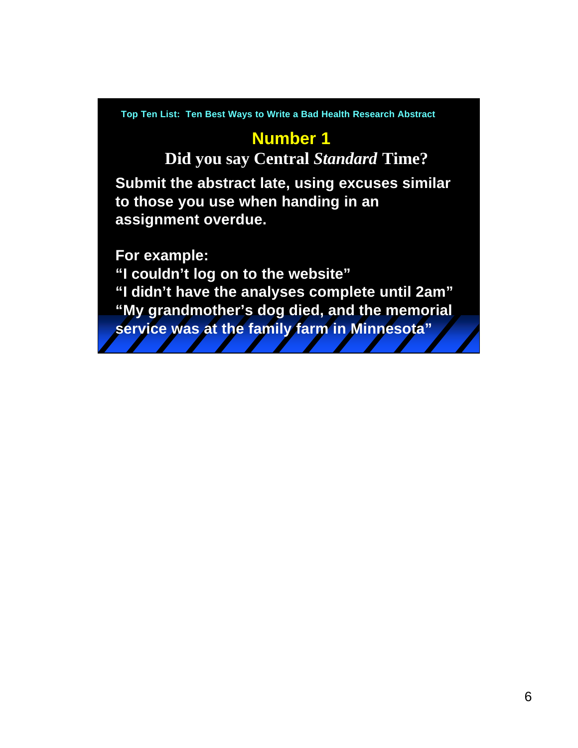Top Ten List: Ten Best Ways to Write a Bad Health Research Abstract

## Number 1

### Did you say Central *Standard* Time?

**Submit the abstract late, using excuses similar to those you use when handing in an assignment overdue.**

**For example:**

**"I couldn't log on to the website"**

**"I didn't have the analyses complete until 2am"**

**"My grandmother's dog died, and the memorial service was at the family farm in Minnesota"**